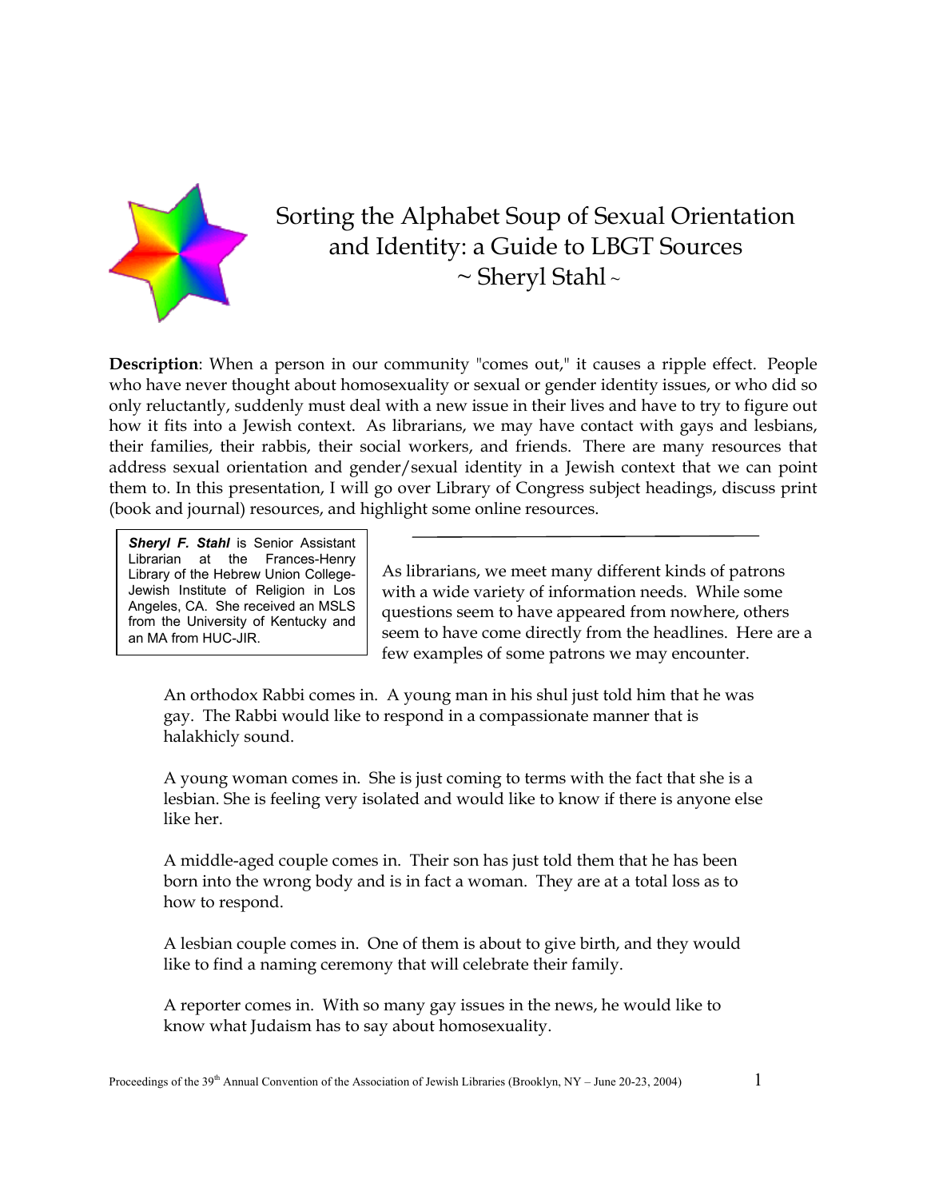# Sorting the Alphabet Soup of Sexual Orientation and Identity: a Guide to LBGT Sources

~ Sheryl Stahl ~

**Description**: When a person in our community "comes out," it causes a ripple effect. People who have never thought about homosexuality or sexual or gender identity issues, or who did so only reluctantly, suddenly must deal with a new issue in their lives and have to try to figure out how it fits into a Jewish context. As librarians, we may have contact with gays and lesbians, their families, their rabbis, their social workers, and friends. There are many resources that address sexual orientation and gender/sexual identity in a Jewish context that we can point them to. In this presentation, I will go over Library of Congress subject headings, discuss print (book and journal) resources, and highlight some online resources.

***Sheryl F. Stahl*** is Senior Assistant Librarian at the Frances-Henry Library of the Hebrew Union College-Jewish Institute of Religion in Los Angeles, CA. She received an MSLS from the University of Kentucky and an MA from HUC-JIR.

---

As librarians, we meet many different kinds of patrons with a wide variety of information needs. While some questions seem to have appeared from nowhere, others seem to have come directly from the headlines. Here are a few examples of some patrons we may encounter.

> An orthodox Rabbi comes in. A young man in his shul just told him that he was gay. The Rabbi would like to respond in a compassionate manner that is halakhicly sound.
>
> A young woman comes in. She is just coming to terms with the fact that she is a lesbian. She is feeling very isolated and would like to know if there is anyone else like her.
>
> A middle-aged couple comes in. Their son has just told them that he has been born into the wrong body and is in fact a woman. They are at a total loss as to how to respond.
>
> A lesbian couple comes in. One of them is about to give birth, and they would like to find a naming ceremony that will celebrate their family.
>
> A reporter comes in. With so many gay issues in the news, he would like to know what Judaism has to say about homosexuality.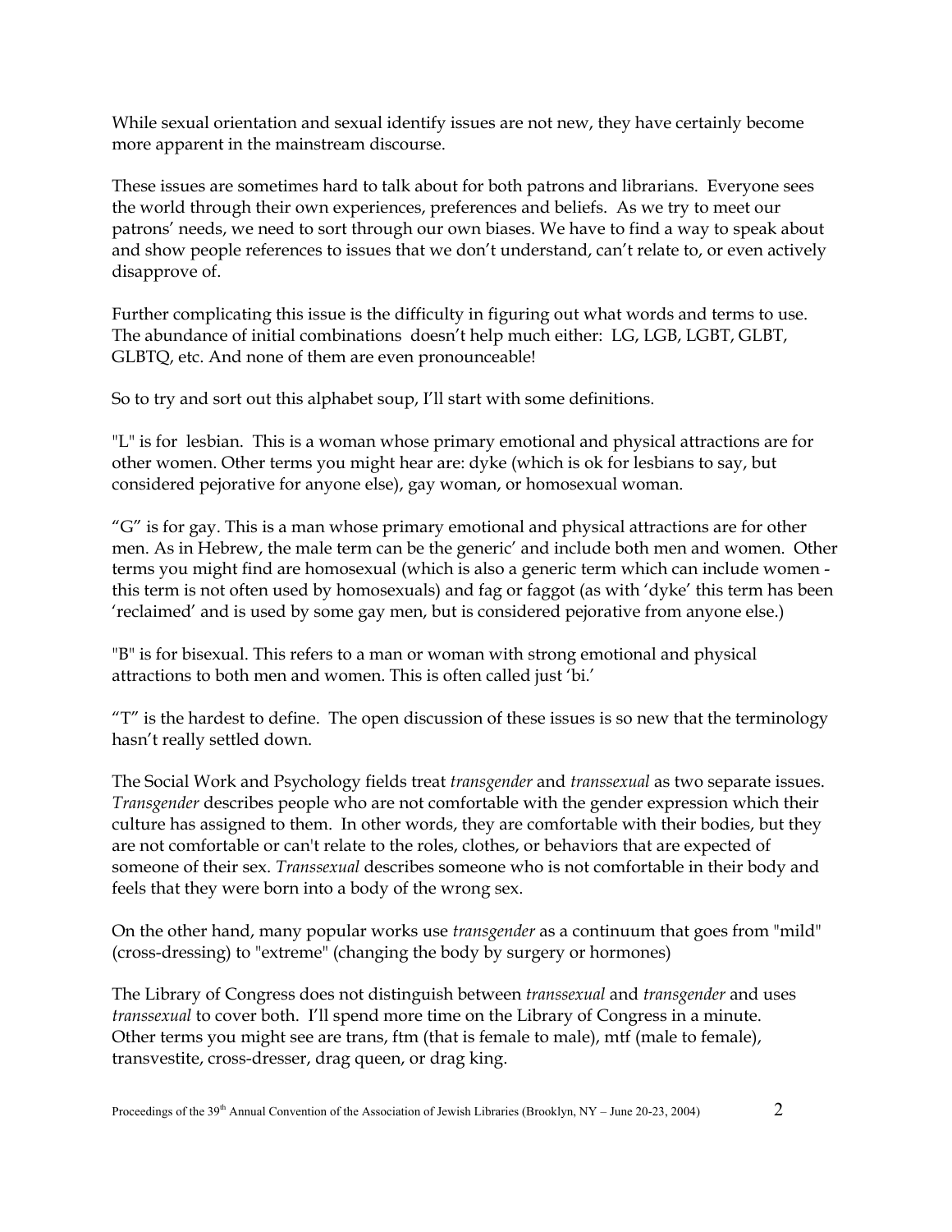While sexual orientation and sexual identify issues are not new, they have certainly become more apparent in the mainstream discourse.

These issues are sometimes hard to talk about for both patrons and librarians. Everyone sees the world through their own experiences, preferences and beliefs. As we try to meet our patrons' needs, we need to sort through our own biases. We have to find a way to speak about and show people references to issues that we don't understand, can't relate to, or even actively disapprove of.

Further complicating this issue is the difficulty in figuring out what words and terms to use. The abundance of initial combinations doesn't help much either: LG, LGB, LGBT, GLBT, GLBTQ, etc. And none of them are even pronounceable!

So to try and sort out this alphabet soup, I'll start with some definitions.

"L" is for lesbian. This is a woman whose primary emotional and physical attractions are for other women. Other terms you might hear are: dyke (which is ok for lesbians to say, but considered pejorative for anyone else), gay woman, or homosexual woman.

"G" is for gay. This is a man whose primary emotional and physical attractions are for other men. As in Hebrew, the male term can be the generic' and include both men and women. Other terms you might find are homosexual (which is also a generic term which can include women - this term is not often used by homosexuals) and fag or faggot (as with 'dyke' this term has been 'reclaimed' and is used by some gay men, but is considered pejorative from anyone else.)

"B" is for bisexual. This refers to a man or woman with strong emotional and physical attractions to both men and women. This is often called just 'bi.'

"T" is the hardest to define. The open discussion of these issues is so new that the terminology hasn't really settled down.

The Social Work and Psychology fields treat *transgender* and *transsexual* as two separate issues. *Transgender* describes people who are not comfortable with the gender expression which their culture has assigned to them. In other words, they are comfortable with their bodies, but they are not comfortable or can't relate to the roles, clothes, or behaviors that are expected of someone of their sex. *Transsexual* describes someone who is not comfortable in their body and feels that they were born into a body of the wrong sex.

On the other hand, many popular works use *transgender* as a continuum that goes from "mild" (cross-dressing) to "extreme" (changing the body by surgery or hormones)

The Library of Congress does not distinguish between *transsexual* and *transgender* and uses *transsexual* to cover both. I'll spend more time on the Library of Congress in a minute. Other terms you might see are trans, ftm (that is female to male), mtf (male to female), transvestite, cross-dresser, drag queen, or drag king.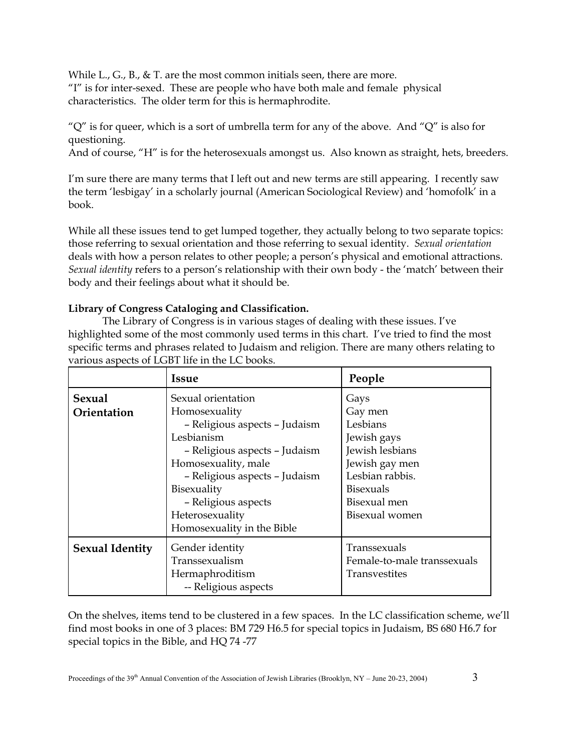While L., G., B., & T. are the most common initials seen, there are more.
"I" is for inter-sexed. These are people who have both male and female physical characteristics. The older term for this is hermaphrodite.

"Q" is for queer, which is a sort of umbrella term for any of the above. And "Q" is also for questioning.
And of course, "H" is for the heterosexuals amongst us. Also known as straight, hets, breeders.

I'm sure there are many terms that I left out and new terms are still appearing. I recently saw the term 'lesbigay' in a scholarly journal (American Sociological Review) and 'homofolk' in a book.

While all these issues tend to get lumped together, they actually belong to two separate topics: those referring to sexual orientation and those referring to sexual identity. *Sexual orientation* deals with how a person relates to other people; a person's physical and emotional attractions. *Sexual identity* refers to a person's relationship with their own body - the 'match' between their body and their feelings about what it should be.

**Library of Congress Cataloging and Classification.**

The Library of Congress is in various stages of dealing with these issues. I've highlighted some of the most commonly used terms in this chart. I've tried to find the most specific terms and phrases related to Judaism and religion. There are many others relating to various aspects of LGBT life in the LC books.

| | Issue | People |
|---|---|---|
| **Sexual Orientation** | Sexual orientation<br>Homosexuality<br>– Religious aspects – Judaism<br>Lesbianism<br>– Religious aspects – Judaism<br>Homosexuality, male<br>– Religious aspects – Judaism<br>Bisexuality<br>– Religious aspects<br>Heterosexuality<br>Homosexuality in the Bible | Gays<br>Gay men<br>Lesbians<br>Jewish gays<br>Jewish lesbians<br>Jewish gay men<br>Lesbian rabbis.<br>Bisexuals<br>Bisexual men<br>Bisexual women |
| **Sexual Identity** | Gender identity<br>Transsexualism<br>Hermaphroditism<br>-- Religious aspects | Transsexuals<br>Female-to-male transsexuals<br>Transvestites |

On the shelves, items tend to be clustered in a few spaces. In the LC classification scheme, we'll find most books in one of 3 places: BM 729 H6.5 for special topics in Judaism, BS 680 H6.7 for special topics in the Bible, and HQ 74 -77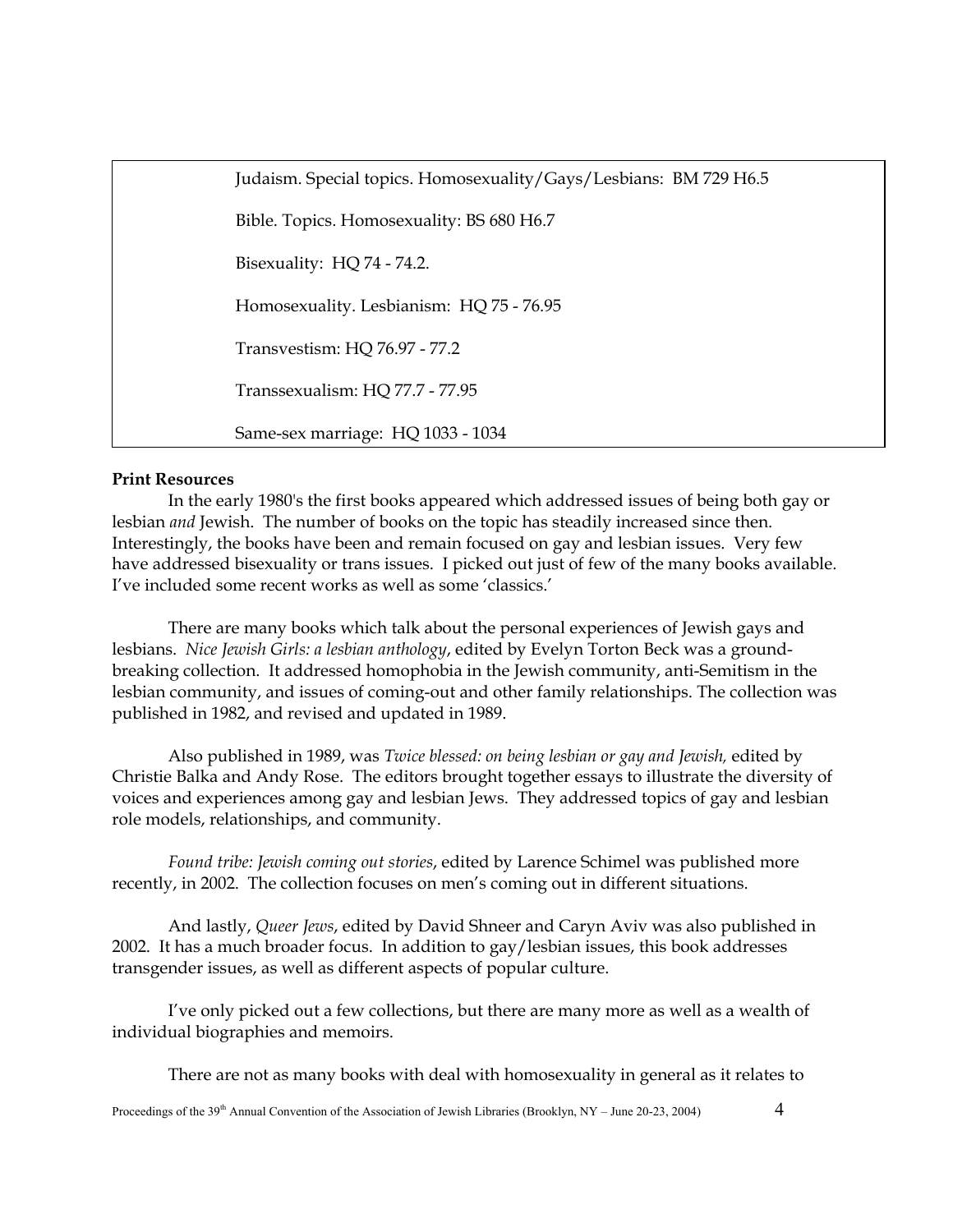Judaism. Special topics. Homosexuality/Gays/Lesbians: BM 729 H6.5

Bible. Topics. Homosexuality: BS 680 H6.7

Bisexuality: HQ 74 - 74.2.

Homosexuality. Lesbianism: HQ 75 - 76.95

Transvestism: HQ 76.97 - 77.2

Transsexualism: HQ 77.7 - 77.95

Same-sex marriage: HQ 1033 - 1034

**Print Resources**

In the early 1980's the first books appeared which addressed issues of being both gay or lesbian *and* Jewish. The number of books on the topic has steadily increased since then. Interestingly, the books have been and remain focused on gay and lesbian issues. Very few have addressed bisexuality or trans issues. I picked out just of few of the many books available. I've included some recent works as well as some 'classics.'

There are many books which talk about the personal experiences of Jewish gays and lesbians. *Nice Jewish Girls: a lesbian anthology*, edited by Evelyn Torton Beck was a ground-breaking collection. It addressed homophobia in the Jewish community, anti-Semitism in the lesbian community, and issues of coming-out and other family relationships. The collection was published in 1982, and revised and updated in 1989.

Also published in 1989, was *Twice blessed: on being lesbian or gay and Jewish,* edited by Christie Balka and Andy Rose. The editors brought together essays to illustrate the diversity of voices and experiences among gay and lesbian Jews. They addressed topics of gay and lesbian role models, relationships, and community.

*Found tribe: Jewish coming out stories*, edited by Larence Schimel was published more recently, in 2002. The collection focuses on men's coming out in different situations.

And lastly, *Queer Jews*, edited by David Shneer and Caryn Aviv was also published in 2002. It has a much broader focus. In addition to gay/lesbian issues, this book addresses transgender issues, as well as different aspects of popular culture.

I've only picked out a few collections, but there are many more as well as a wealth of individual biographies and memoirs.

There are not as many books with deal with homosexuality in general as it relates to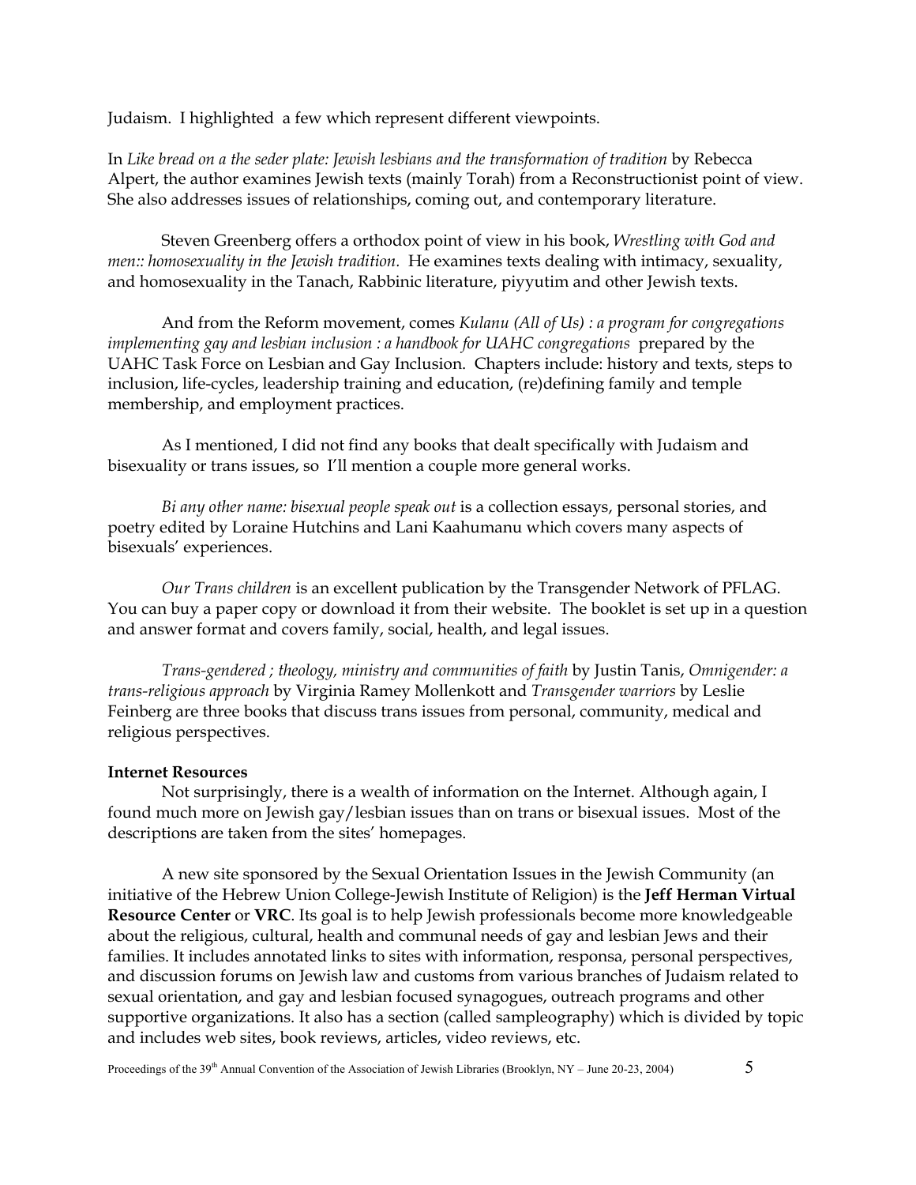Judaism. I highlighted a few which represent different viewpoints.

In *Like bread on a the seder plate: Jewish lesbians and the transformation of tradition* by Rebecca Alpert, the author examines Jewish texts (mainly Torah) from a Reconstructionist point of view. She also addresses issues of relationships, coming out, and contemporary literature.

Steven Greenberg offers a orthodox point of view in his book, *Wrestling with God and men:: homosexuality in the Jewish tradition.* He examines texts dealing with intimacy, sexuality, and homosexuality in the Tanach, Rabbinic literature, piyyutim and other Jewish texts.

And from the Reform movement, comes *Kulanu (All of Us) : a program for congregations implementing gay and lesbian inclusion : a handbook for UAHC congregations* prepared by the UAHC Task Force on Lesbian and Gay Inclusion. Chapters include: history and texts, steps to inclusion, life-cycles, leadership training and education, (re)defining family and temple membership, and employment practices.

As I mentioned, I did not find any books that dealt specifically with Judaism and bisexuality or trans issues, so I'll mention a couple more general works.

*Bi any other name: bisexual people speak out* is a collection essays, personal stories, and poetry edited by Loraine Hutchins and Lani Kaahumanu which covers many aspects of bisexuals' experiences.

*Our Trans children* is an excellent publication by the Transgender Network of PFLAG. You can buy a paper copy or download it from their website. The booklet is set up in a question and answer format and covers family, social, health, and legal issues.

*Trans-gendered ; theology, ministry and communities of faith* by Justin Tanis, *Omnigender: a trans-religious approach* by Virginia Ramey Mollenkott and *Transgender warriors* by Leslie Feinberg are three books that discuss trans issues from personal, community, medical and religious perspectives.

**Internet Resources**

Not surprisingly, there is a wealth of information on the Internet. Although again, I found much more on Jewish gay/lesbian issues than on trans or bisexual issues. Most of the descriptions are taken from the sites' homepages.

A new site sponsored by the Sexual Orientation Issues in the Jewish Community (an initiative of the Hebrew Union College-Jewish Institute of Religion) is the **Jeff Herman Virtual Resource Center** or **VRC**. Its goal is to help Jewish professionals become more knowledgeable about the religious, cultural, health and communal needs of gay and lesbian Jews and their families. It includes annotated links to sites with information, responsa, personal perspectives, and discussion forums on Jewish law and customs from various branches of Judaism related to sexual orientation, and gay and lesbian focused synagogues, outreach programs and other supportive organizations. It also has a section (called sampleography) which is divided by topic and includes web sites, book reviews, articles, video reviews, etc.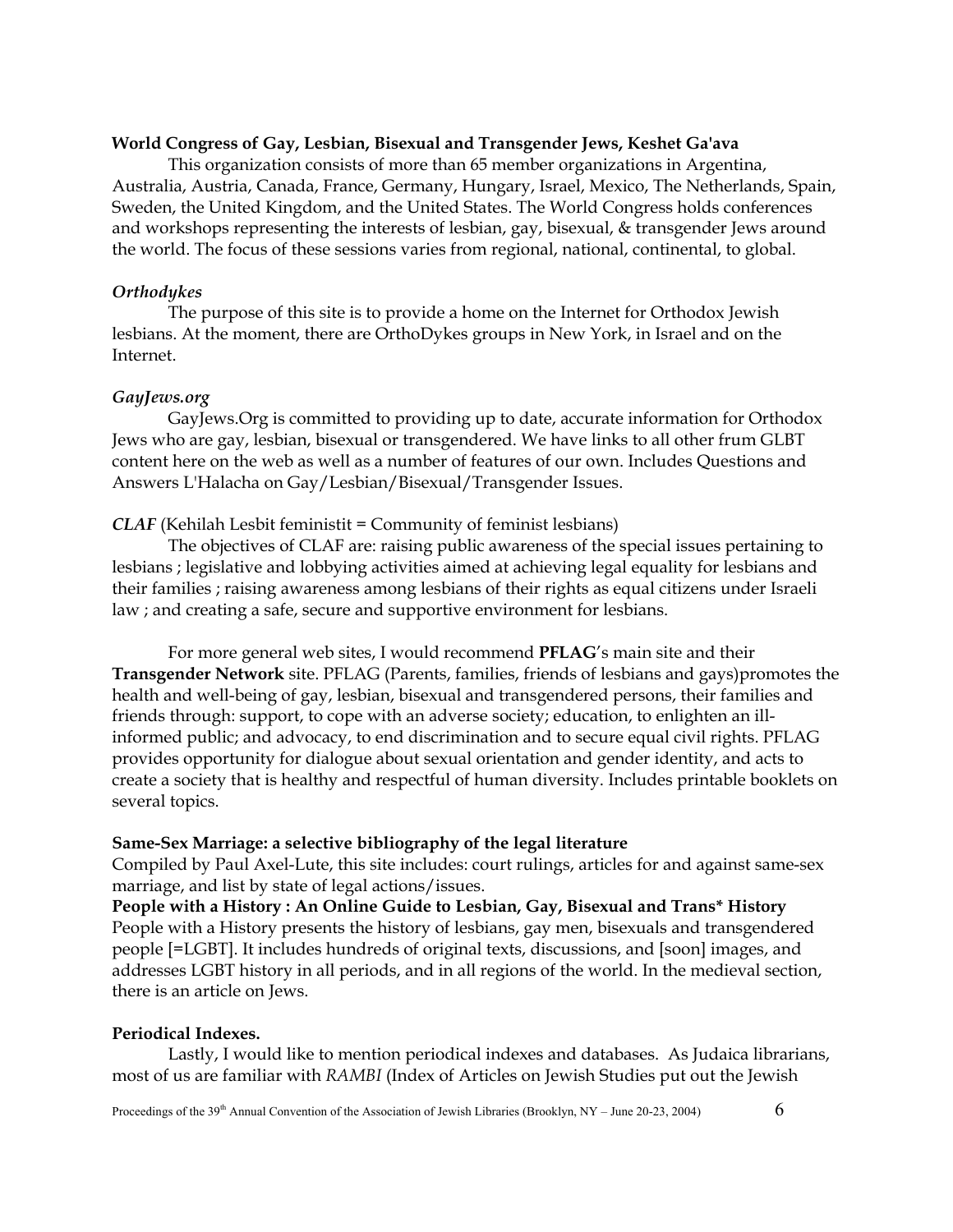**World Congress of Gay, Lesbian, Bisexual and Transgender Jews, Keshet Ga'ava**

This organization consists of more than 65 member organizations in Argentina, Australia, Austria, Canada, France, Germany, Hungary, Israel, Mexico, The Netherlands, Spain, Sweden, the United Kingdom, and the United States. The World Congress holds conferences and workshops representing the interests of lesbian, gay, bisexual, & transgender Jews around the world. The focus of these sessions varies from regional, national, continental, to global.

***Orthodykes***

The purpose of this site is to provide a home on the Internet for Orthodox Jewish lesbians. At the moment, there are OrthoDykes groups in New York, in Israel and on the Internet.

***GayJews.org***

GayJews.Org is committed to providing up to date, accurate information for Orthodox Jews who are gay, lesbian, bisexual or transgendered. We have links to all other frum GLBT content here on the web as well as a number of features of our own. Includes Questions and Answers L'Halacha on Gay/Lesbian/Bisexual/Transgender Issues.

***CLAF*** (Kehilah Lesbit feministit = Community of feminist lesbians)

The objectives of CLAF are: raising public awareness of the special issues pertaining to lesbians ; legislative and lobbying activities aimed at achieving legal equality for lesbians and their families ; raising awareness among lesbians of their rights as equal citizens under Israeli law ; and creating a safe, secure and supportive environment for lesbians.

For more general web sites, I would recommend **PFLAG**'s main site and their **Transgender Network** site. PFLAG (Parents, families, friends of lesbians and gays)promotes the health and well-being of gay, lesbian, bisexual and transgendered persons, their families and friends through: support, to cope with an adverse society; education, to enlighten an ill-informed public; and advocacy, to end discrimination and to secure equal civil rights. PFLAG provides opportunity for dialogue about sexual orientation and gender identity, and acts to create a society that is healthy and respectful of human diversity. Includes printable booklets on several topics.

**Same-Sex Marriage: a selective bibliography of the legal literature**

Compiled by Paul Axel-Lute, this site includes: court rulings, articles for and against same-sex marriage, and list by state of legal actions/issues.

**People with a History : An Online Guide to Lesbian, Gay, Bisexual and Trans* History**

People with a History presents the history of lesbians, gay men, bisexuals and transgendered people [=LGBT]. It includes hundreds of original texts, discussions, and [soon] images, and addresses LGBT history in all periods, and in all regions of the world. In the medieval section, there is an article on Jews.

**Periodical Indexes.**

Lastly, I would like to mention periodical indexes and databases. As Judaica librarians, most of us are familiar with *RAMBI* (Index of Articles on Jewish Studies put out the Jewish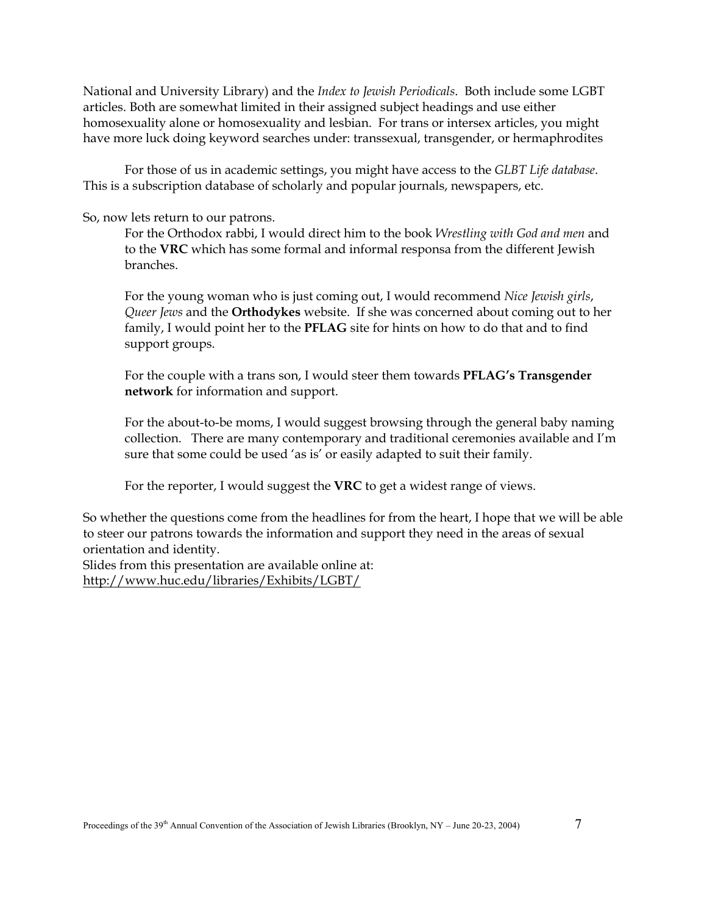National and University Library) and the *Index to Jewish Periodicals*. Both include some LGBT articles. Both are somewhat limited in their assigned subject headings and use either homosexuality alone or homosexuality and lesbian. For trans or intersex articles, you might have more luck doing keyword searches under: transsexual, transgender, or hermaphrodites

For those of us in academic settings, you might have access to the *GLBT Life database*. This is a subscription database of scholarly and popular journals, newspapers, etc.

So, now lets return to our patrons.

For the Orthodox rabbi, I would direct him to the book *Wrestling with God and men* and to the **VRC** which has some formal and informal responsa from the different Jewish branches.

For the young woman who is just coming out, I would recommend *Nice Jewish girls*, *Queer Jews* and the **Orthodykes** website. If she was concerned about coming out to her family, I would point her to the **PFLAG** site for hints on how to do that and to find support groups.

For the couple with a trans son, I would steer them towards **PFLAG's Transgender network** for information and support.

For the about-to-be moms, I would suggest browsing through the general baby naming collection. There are many contemporary and traditional ceremonies available and I'm sure that some could be used 'as is' or easily adapted to suit their family.

For the reporter, I would suggest the **VRC** to get a widest range of views.

So whether the questions come from the headlines for from the heart, I hope that we will be able to steer our patrons towards the information and support they need in the areas of sexual orientation and identity.

Slides from this presentation are available online at:
http://www.huc.edu/libraries/Exhibits/LGBT/